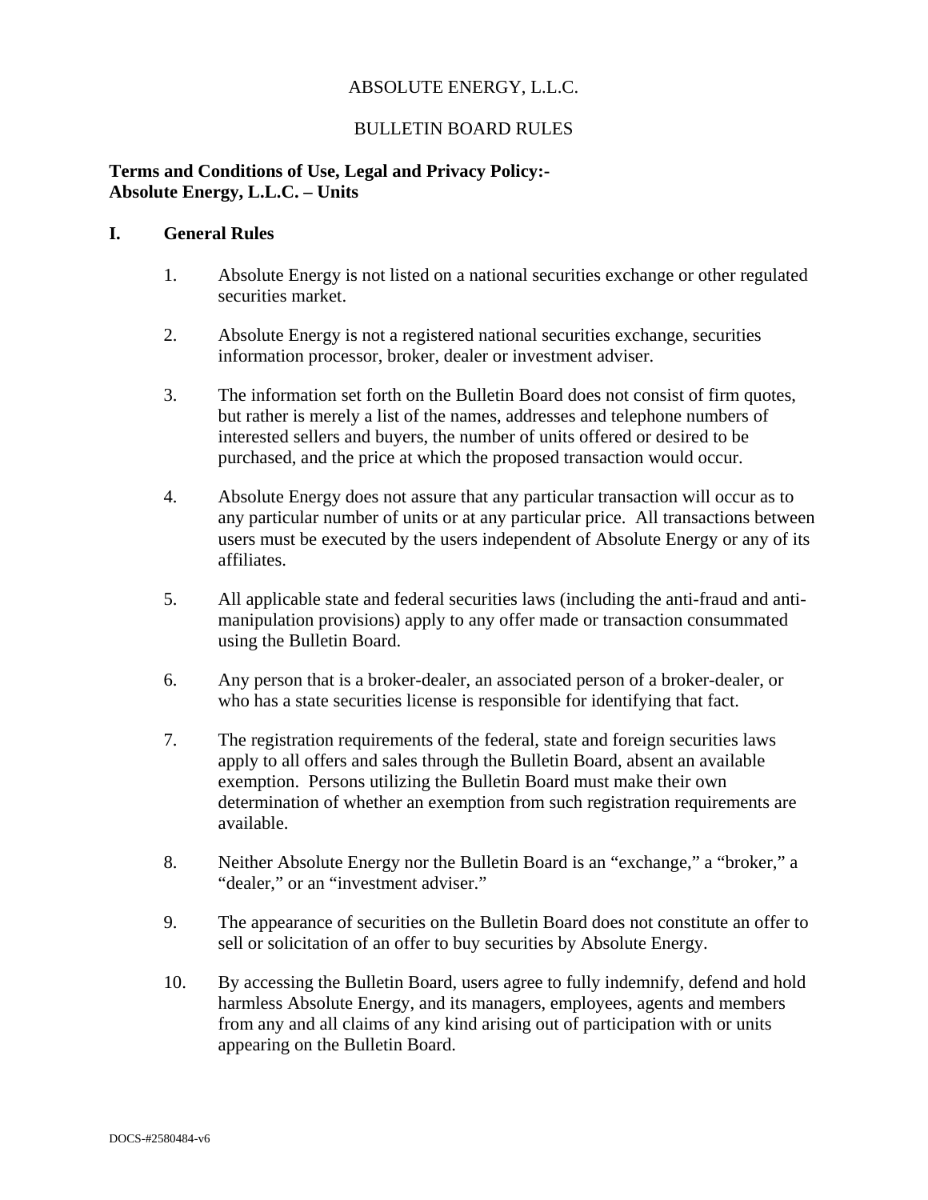# ABSOLUTE ENERGY, L.L.C.

## BULLETIN BOARD RULES

**Terms and Conditions of Use, Legal and Privacy Policy:-**
**Absolute Energy, L.L.C. – Units**

### I. General Rules

1. Absolute Energy is not listed on a national securities exchange or other regulated securities market.

2. Absolute Energy is not a registered national securities exchange, securities information processor, broker, dealer or investment adviser.

3. The information set forth on the Bulletin Board does not consist of firm quotes, but rather is merely a list of the names, addresses and telephone numbers of interested sellers and buyers, the number of units offered or desired to be purchased, and the price at which the proposed transaction would occur.

4. Absolute Energy does not assure that any particular transaction will occur as to any particular number of units or at any particular price. All transactions between users must be executed by the users independent of Absolute Energy or any of its affiliates.

5. All applicable state and federal securities laws (including the anti-fraud and anti-manipulation provisions) apply to any offer made or transaction consummated using the Bulletin Board.

6. Any person that is a broker-dealer, an associated person of a broker-dealer, or who has a state securities license is responsible for identifying that fact.

7. The registration requirements of the federal, state and foreign securities laws apply to all offers and sales through the Bulletin Board, absent an available exemption. Persons utilizing the Bulletin Board must make their own determination of whether an exemption from such registration requirements are available.

8. Neither Absolute Energy nor the Bulletin Board is an "exchange," a "broker," a "dealer," or an "investment adviser."

9. The appearance of securities on the Bulletin Board does not constitute an offer to sell or solicitation of an offer to buy securities by Absolute Energy.

10. By accessing the Bulletin Board, users agree to fully indemnify, defend and hold harmless Absolute Energy, and its managers, employees, agents and members from any and all claims of any kind arising out of participation with or units appearing on the Bulletin Board.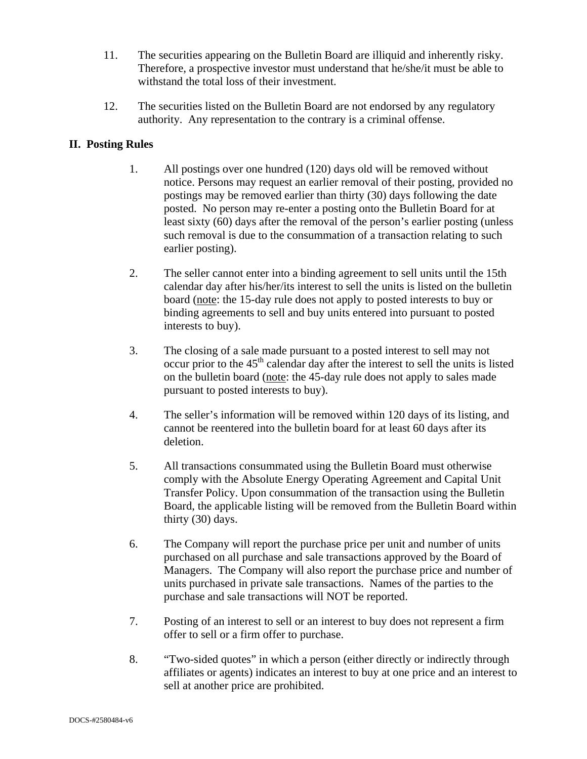11. The securities appearing on the Bulletin Board are illiquid and inherently risky. Therefore, a prospective investor must understand that he/she/it must be able to withstand the total loss of their investment.

12. The securities listed on the Bulletin Board are not endorsed by any regulatory authority. Any representation to the contrary is a criminal offense.

## II. Posting Rules

1. All postings over one hundred (120) days old will be removed without notice. Persons may request an earlier removal of their posting, provided no postings may be removed earlier than thirty (30) days following the date posted. No person may re-enter a posting onto the Bulletin Board for at least sixty (60) days after the removal of the person's earlier posting (unless such removal is due to the consummation of a transaction relating to such earlier posting).

2. The seller cannot enter into a binding agreement to sell units until the 15th calendar day after his/her/its interest to sell the units is listed on the bulletin board (note: the 15-day rule does not apply to posted interests to buy or binding agreements to sell and buy units entered into pursuant to posted interests to buy).

3. The closing of a sale made pursuant to a posted interest to sell may not occur prior to the 45th calendar day after the interest to sell the units is listed on the bulletin board (note: the 45-day rule does not apply to sales made pursuant to posted interests to buy).

4. The seller's information will be removed within 120 days of its listing, and cannot be reentered into the bulletin board for at least 60 days after its deletion.

5. All transactions consummated using the Bulletin Board must otherwise comply with the Absolute Energy Operating Agreement and Capital Unit Transfer Policy. Upon consummation of the transaction using the Bulletin Board, the applicable listing will be removed from the Bulletin Board within thirty (30) days.

6. The Company will report the purchase price per unit and number of units purchased on all purchase and sale transactions approved by the Board of Managers. The Company will also report the purchase price and number of units purchased in private sale transactions. Names of the parties to the purchase and sale transactions will NOT be reported.

7. Posting of an interest to sell or an interest to buy does not represent a firm offer to sell or a firm offer to purchase.

8. "Two-sided quotes" in which a person (either directly or indirectly through affiliates or agents) indicates an interest to buy at one price and an interest to sell at another price are prohibited.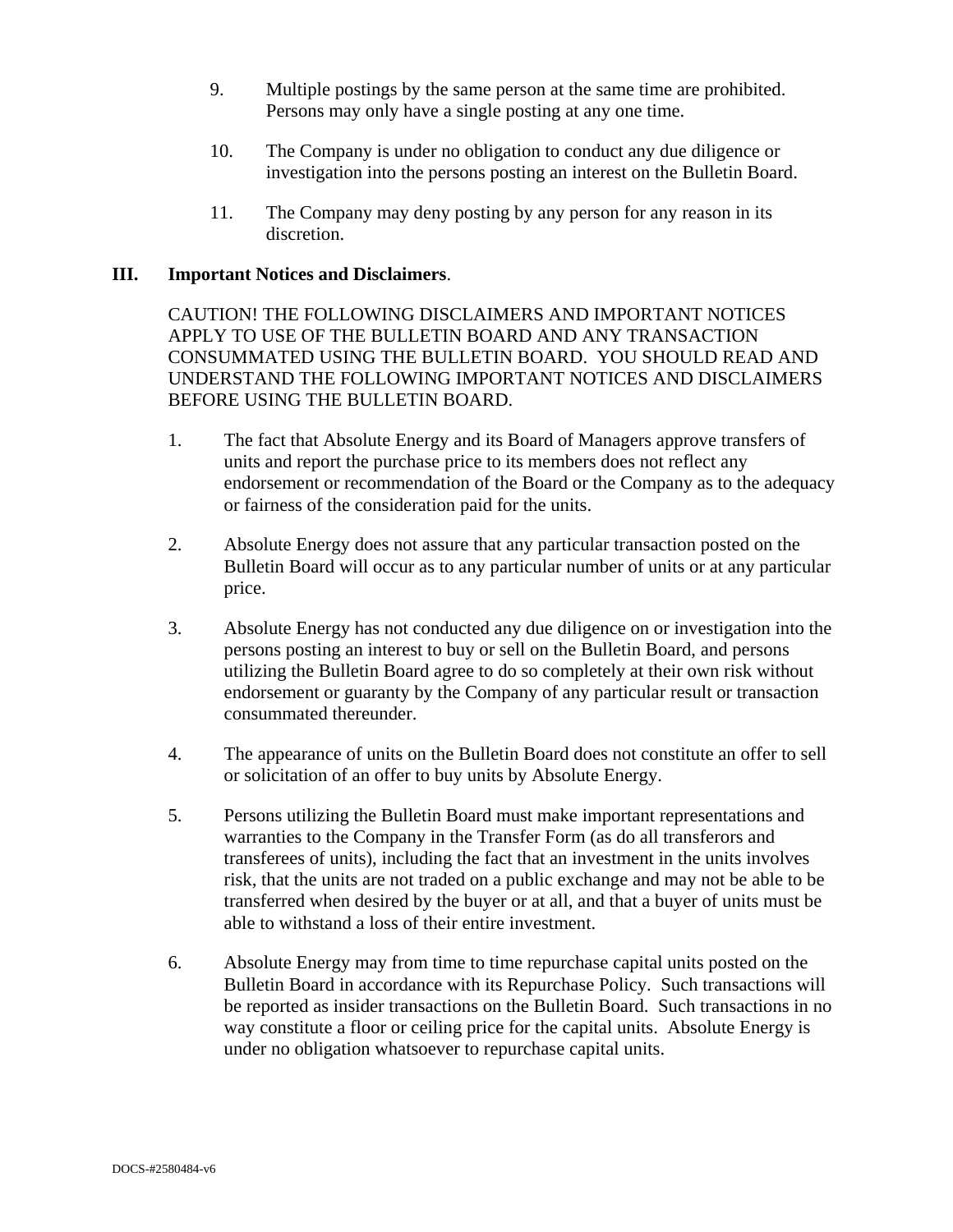9. Multiple postings by the same person at the same time are prohibited. Persons may only have a single posting at any one time.

10. The Company is under no obligation to conduct any due diligence or investigation into the persons posting an interest on the Bulletin Board.

11. The Company may deny posting by any person for any reason in its discretion.

## III. Important Notices and Disclaimers.

CAUTION! THE FOLLOWING DISCLAIMERS AND IMPORTANT NOTICES APPLY TO USE OF THE BULLETIN BOARD AND ANY TRANSACTION CONSUMMATED USING THE BULLETIN BOARD. YOU SHOULD READ AND UNDERSTAND THE FOLLOWING IMPORTANT NOTICES AND DISCLAIMERS BEFORE USING THE BULLETIN BOARD.

1. The fact that Absolute Energy and its Board of Managers approve transfers of units and report the purchase price to its members does not reflect any endorsement or recommendation of the Board or the Company as to the adequacy or fairness of the consideration paid for the units.

2. Absolute Energy does not assure that any particular transaction posted on the Bulletin Board will occur as to any particular number of units or at any particular price.

3. Absolute Energy has not conducted any due diligence on or investigation into the persons posting an interest to buy or sell on the Bulletin Board, and persons utilizing the Bulletin Board agree to do so completely at their own risk without endorsement or guaranty by the Company of any particular result or transaction consummated thereunder.

4. The appearance of units on the Bulletin Board does not constitute an offer to sell or solicitation of an offer to buy units by Absolute Energy.

5. Persons utilizing the Bulletin Board must make important representations and warranties to the Company in the Transfer Form (as do all transferors and transferees of units), including the fact that an investment in the units involves risk, that the units are not traded on a public exchange and may not be able to be transferred when desired by the buyer or at all, and that a buyer of units must be able to withstand a loss of their entire investment.

6. Absolute Energy may from time to time repurchase capital units posted on the Bulletin Board in accordance with its Repurchase Policy. Such transactions will be reported as insider transactions on the Bulletin Board. Such transactions in no way constitute a floor or ceiling price for the capital units. Absolute Energy is under no obligation whatsoever to repurchase capital units.